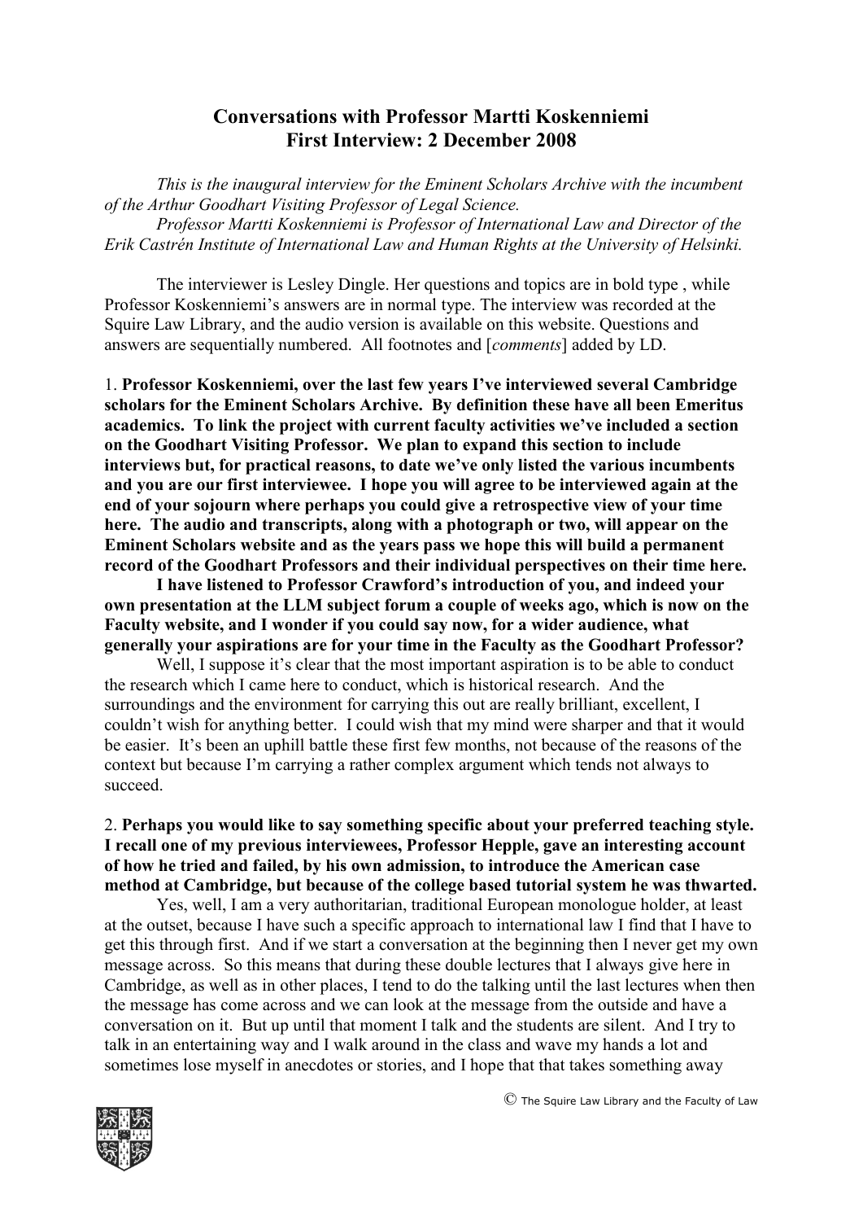# Conversations with Professor Martti Koskenniemi
## First Interview: 2 December 2008

*This is the inaugural interview for the Eminent Scholars Archive with the incumbent of the Arthur Goodhart Visiting Professor of Legal Science.*

*Professor Martti Koskenniemi is Professor of International Law and Director of the Erik Castrén Institute of International Law and Human Rights at the University of Helsinki.*

The interviewer is Lesley Dingle. Her questions and topics are in bold type , while Professor Koskenniemi's answers are in normal type. The interview was recorded at the Squire Law Library, and the audio version is available on this website. Questions and answers are sequentially numbered. All footnotes and [*comments*] added by LD.

1. **Professor Koskenniemi, over the last few years I've interviewed several Cambridge scholars for the Eminent Scholars Archive. By definition these have all been Emeritus academics. To link the project with current faculty activities we've included a section on the Goodhart Visiting Professor. We plan to expand this section to include interviews but, for practical reasons, to date we've only listed the various incumbents and you are our first interviewee. I hope you will agree to be interviewed again at the end of your sojourn where perhaps you could give a retrospective view of your time here. The audio and transcripts, along with a photograph or two, will appear on the Eminent Scholars website and as the years pass we hope this will build a permanent record of the Goodhart Professors and their individual perspectives on their time here.**

**I have listened to Professor Crawford's introduction of you, and indeed your own presentation at the LLM subject forum a couple of weeks ago, which is now on the Faculty website, and I wonder if you could say now, for a wider audience, what generally your aspirations are for your time in the Faculty as the Goodhart Professor?**

Well, I suppose it's clear that the most important aspiration is to be able to conduct the research which I came here to conduct, which is historical research. And the surroundings and the environment for carrying this out are really brilliant, excellent, I couldn't wish for anything better. I could wish that my mind were sharper and that it would be easier. It's been an uphill battle these first few months, not because of the reasons of the context but because I'm carrying a rather complex argument which tends not always to succeed.

2. **Perhaps you would like to say something specific about your preferred teaching style. I recall one of my previous interviewees, Professor Hepple, gave an interesting account of how he tried and failed, by his own admission, to introduce the American case method at Cambridge, but because of the college based tutorial system he was thwarted.**

Yes, well, I am a very authoritarian, traditional European monologue holder, at least at the outset, because I have such a specific approach to international law I find that I have to get this through first. And if we start a conversation at the beginning then I never get my own message across. So this means that during these double lectures that I always give here in Cambridge, as well as in other places, I tend to do the talking until the last lectures when then the message has come across and we can look at the message from the outside and have a conversation on it. But up until that moment I talk and the students are silent. And I try to talk in an entertaining way and I walk around in the class and wave my hands a lot and sometimes lose myself in anecdotes or stories, and I hope that that takes something away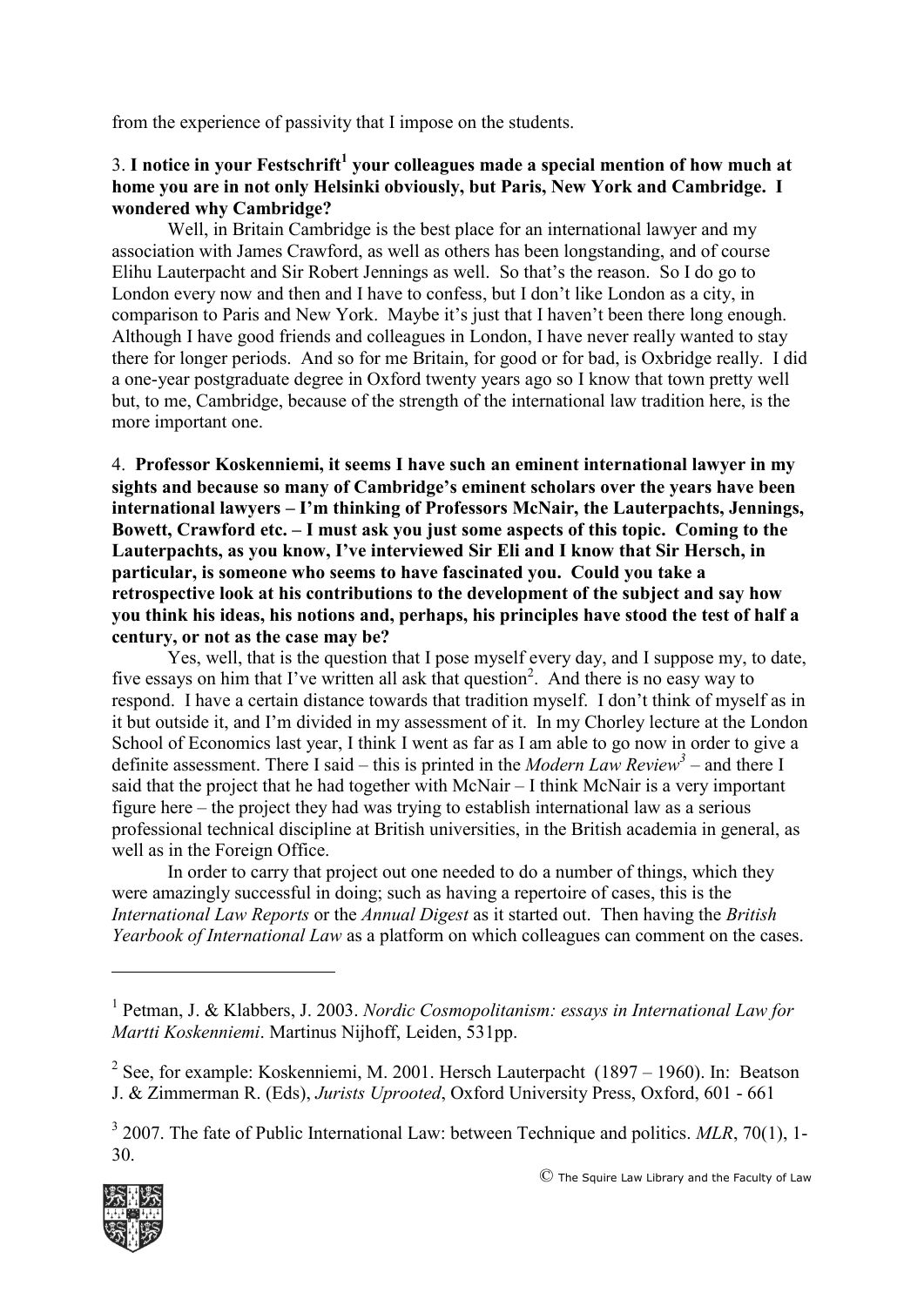from the experience of passivity that I impose on the students.

3. **I notice in your Festschrift[1] your colleagues made a special mention of how much at home you are in not only Helsinki obviously, but Paris, New York and Cambridge. I wondered why Cambridge?**

Well, in Britain Cambridge is the best place for an international lawyer and my association with James Crawford, as well as others has been longstanding, and of course Elihu Lauterpacht and Sir Robert Jennings as well. So that's the reason. So I do go to London every now and then and I have to confess, but I don't like London as a city, in comparison to Paris and New York. Maybe it's just that I haven't been there long enough. Although I have good friends and colleagues in London, I have never really wanted to stay there for longer periods. And so for me Britain, for good or for bad, is Oxbridge really. I did a one-year postgraduate degree in Oxford twenty years ago so I know that town pretty well but, to me, Cambridge, because of the strength of the international law tradition here, is the more important one.

4. **Professor Koskenniemi, it seems I have such an eminent international lawyer in my sights and because so many of Cambridge's eminent scholars over the years have been international lawyers – I'm thinking of Professors McNair, the Lauterpachts, Jennings, Bowett, Crawford etc. – I must ask you just some aspects of this topic. Coming to the Lauterpachts, as you know, I've interviewed Sir Eli and I know that Sir Hersch, in particular, is someone who seems to have fascinated you. Could you take a retrospective look at his contributions to the development of the subject and say how you think his ideas, his notions and, perhaps, his principles have stood the test of half a century, or not as the case may be?**

Yes, well, that is the question that I pose myself every day, and I suppose my, to date, five essays on him that I've written all ask that question[2]. And there is no easy way to respond. I have a certain distance towards that tradition myself. I don't think of myself as in it but outside it, and I'm divided in my assessment of it. In my Chorley lecture at the London School of Economics last year, I think I went as far as I am able to go now in order to give a definite assessment. There I said – this is printed in the *Modern Law Review*[3] – and there I said that the project that he had together with McNair – I think McNair is a very important figure here – the project they had was trying to establish international law as a serious professional technical discipline at British universities, in the British academia in general, as well as in the Foreign Office.

In order to carry that project out one needed to do a number of things, which they were amazingly successful in doing; such as having a repertoire of cases, this is the *International Law Reports* or the *Annual Digest* as it started out. Then having the *British Yearbook of International Law* as a platform on which colleagues can comment on the cases.

---

[1] Petman, J. & Klabbers, J. 2003. *Nordic Cosmopolitanism: essays in International Law for Martti Koskenniemi*. Martinus Nijhoff, Leiden, 531pp.

[2] See, for example: Koskenniemi, M. 2001. Hersch Lauterpacht (1897 – 1960). In: Beatson J. & Zimmerman R. (Eds), *Jurists Uprooted*, Oxford University Press, Oxford, 601 - 661

[3] 2007. The fate of Public International Law: between Technique and politics. *MLR*, 70(1), 1-30.

© The Squire Law Library and the Faculty of Law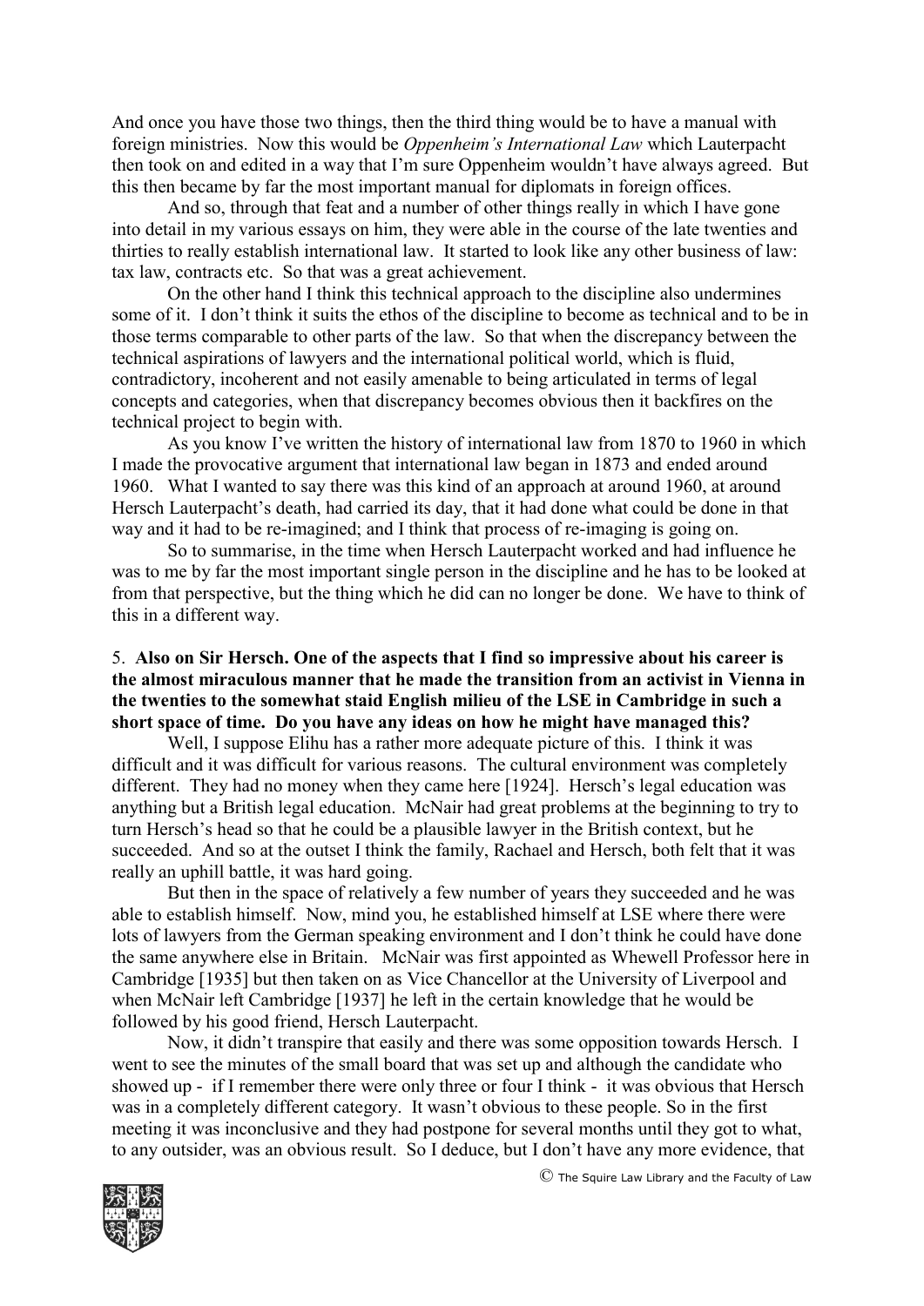And once you have those two things, then the third thing would be to have a manual with foreign ministries. Now this would be *Oppenheim's International Law* which Lauterpacht then took on and edited in a way that I'm sure Oppenheim wouldn't have always agreed. But this then became by far the most important manual for diplomats in foreign offices.

And so, through that feat and a number of other things really in which I have gone into detail in my various essays on him, they were able in the course of the late twenties and thirties to really establish international law. It started to look like any other business of law: tax law, contracts etc. So that was a great achievement.

On the other hand I think this technical approach to the discipline also undermines some of it. I don't think it suits the ethos of the discipline to become as technical and to be in those terms comparable to other parts of the law. So that when the discrepancy between the technical aspirations of lawyers and the international political world, which is fluid, contradictory, incoherent and not easily amenable to being articulated in terms of legal concepts and categories, when that discrepancy becomes obvious then it backfires on the technical project to begin with.

As you know I've written the history of international law from 1870 to 1960 in which I made the provocative argument that international law began in 1873 and ended around 1960. What I wanted to say there was this kind of an approach at around 1960, at around Hersch Lauterpacht's death, had carried its day, that it had done what could be done in that way and it had to be re-imagined; and I think that process of re-imaging is going on.

So to summarise, in the time when Hersch Lauterpacht worked and had influence he was to me by far the most important single person in the discipline and he has to be looked at from that perspective, but the thing which he did can no longer be done. We have to think of this in a different way.

5. **Also on Sir Hersch. One of the aspects that I find so impressive about his career is the almost miraculous manner that he made the transition from an activist in Vienna in the twenties to the somewhat staid English milieu of the LSE in Cambridge in such a short space of time. Do you have any ideas on how he might have managed this?**

Well, I suppose Elihu has a rather more adequate picture of this. I think it was difficult and it was difficult for various reasons. The cultural environment was completely different. They had no money when they came here [1924]. Hersch's legal education was anything but a British legal education. McNair had great problems at the beginning to try to turn Hersch's head so that he could be a plausible lawyer in the British context, but he succeeded. And so at the outset I think the family, Rachael and Hersch, both felt that it was really an uphill battle, it was hard going.

But then in the space of relatively a few number of years they succeeded and he was able to establish himself. Now, mind you, he established himself at LSE where there were lots of lawyers from the German speaking environment and I don't think he could have done the same anywhere else in Britain. McNair was first appointed as Whewell Professor here in Cambridge [1935] but then taken on as Vice Chancellor at the University of Liverpool and when McNair left Cambridge [1937] he left in the certain knowledge that he would be followed by his good friend, Hersch Lauterpacht.

Now, it didn't transpire that easily and there was some opposition towards Hersch. I went to see the minutes of the small board that was set up and although the candidate who showed up - if I remember there were only three or four I think - it was obvious that Hersch was in a completely different category. It wasn't obvious to these people. So in the first meeting it was inconclusive and they had postpone for several months until they got to what, to any outsider, was an obvious result. So I deduce, but I don't have any more evidence, that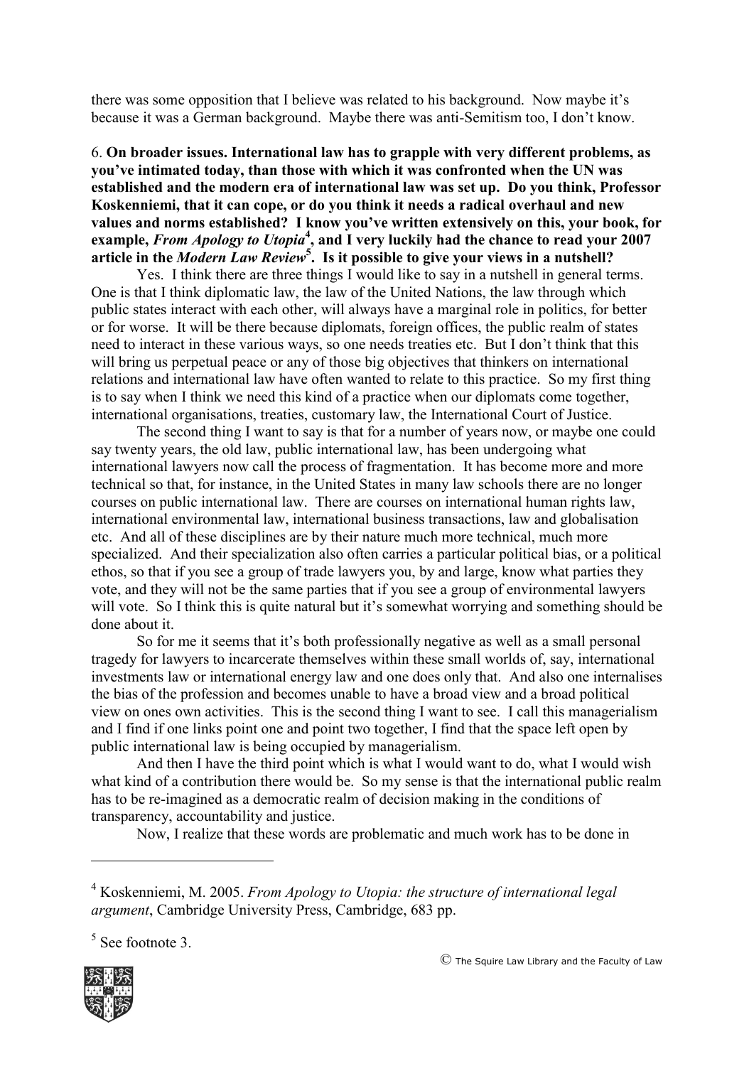there was some opposition that I believe was related to his background. Now maybe it's because it was a German background. Maybe there was anti-Semitism too, I don't know.

6. **On broader issues. International law has to grapple with very different problems, as you've intimated today, than those with which it was confronted when the UN was established and the modern era of international law was set up. Do you think, Professor Koskenniemi, that it can cope, or do you think it needs a radical overhaul and new values and norms established? I know you've written extensively on this, your book, for example, *From Apology to Utopia*[4], and I very luckily had the chance to read your 2007 article in the *Modern Law Review*[5]. Is it possible to give your views in a nutshell?**

Yes. I think there are three things I would like to say in a nutshell in general terms. One is that I think diplomatic law, the law of the United Nations, the law through which public states interact with each other, will always have a marginal role in politics, for better or for worse. It will be there because diplomats, foreign offices, the public realm of states need to interact in these various ways, so one needs treaties etc. But I don't think that this will bring us perpetual peace or any of those big objectives that thinkers on international relations and international law have often wanted to relate to this practice. So my first thing is to say when I think we need this kind of a practice when our diplomats come together, international organisations, treaties, customary law, the International Court of Justice.

The second thing I want to say is that for a number of years now, or maybe one could say twenty years, the old law, public international law, has been undergoing what international lawyers now call the process of fragmentation. It has become more and more technical so that, for instance, in the United States in many law schools there are no longer courses on public international law. There are courses on international human rights law, international environmental law, international business transactions, law and globalisation etc. And all of these disciplines are by their nature much more technical, much more specialized. And their specialization also often carries a particular political bias, or a political ethos, so that if you see a group of trade lawyers you, by and large, know what parties they vote, and they will not be the same parties that if you see a group of environmental lawyers will vote. So I think this is quite natural but it's somewhat worrying and something should be done about it.

So for me it seems that it's both professionally negative as well as a small personal tragedy for lawyers to incarcerate themselves within these small worlds of, say, international investments law or international energy law and one does only that. And also one internalises the bias of the profession and becomes unable to have a broad view and a broad political view on ones own activities. This is the second thing I want to see. I call this managerialism and I find if one links point one and point two together, I find that the space left open by public international law is being occupied by managerialism.

And then I have the third point which is what I would want to do, what I would wish what kind of a contribution there would be. So my sense is that the international public realm has to be re-imagined as a democratic realm of decision making in the conditions of transparency, accountability and justice.

Now, I realize that these words are problematic and much work has to be done in

---

[4] Koskenniemi, M. 2005. *From Apology to Utopia: the structure of international legal argument*, Cambridge University Press, Cambridge, 683 pp.

[5] See footnote 3.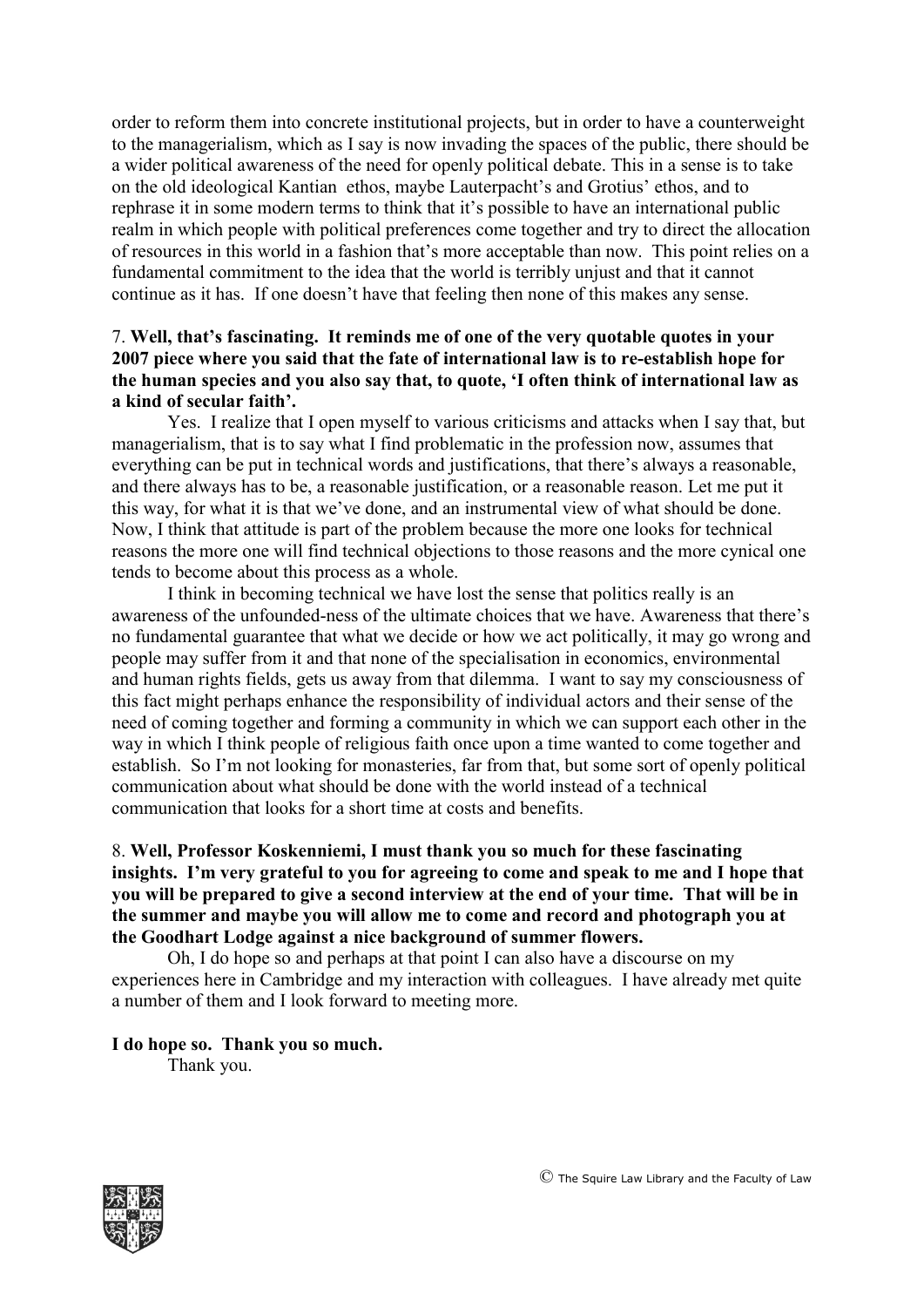order to reform them into concrete institutional projects, but in order to have a counterweight to the managerialism, which as I say is now invading the spaces of the public, there should be a wider political awareness of the need for openly political debate. This in a sense is to take on the old ideological Kantian ethos, maybe Lauterpacht's and Grotius' ethos, and to rephrase it in some modern terms to think that it's possible to have an international public realm in which people with political preferences come together and try to direct the allocation of resources in this world in a fashion that's more acceptable than now. This point relies on a fundamental commitment to the idea that the world is terribly unjust and that it cannot continue as it has. If one doesn't have that feeling then none of this makes any sense.

7. **Well, that's fascinating. It reminds me of one of the very quotable quotes in your 2007 piece where you said that the fate of international law is to re-establish hope for the human species and you also say that, to quote, 'I often think of international law as a kind of secular faith'.**

Yes. I realize that I open myself to various criticisms and attacks when I say that, but managerialism, that is to say what I find problematic in the profession now, assumes that everything can be put in technical words and justifications, that there's always a reasonable, and there always has to be, a reasonable justification, or a reasonable reason. Let me put it this way, for what it is that we've done, and an instrumental view of what should be done. Now, I think that attitude is part of the problem because the more one looks for technical reasons the more one will find technical objections to those reasons and the more cynical one tends to become about this process as a whole.

I think in becoming technical we have lost the sense that politics really is an awareness of the unfounded-ness of the ultimate choices that we have. Awareness that there's no fundamental guarantee that what we decide or how we act politically, it may go wrong and people may suffer from it and that none of the specialisation in economics, environmental and human rights fields, gets us away from that dilemma. I want to say my consciousness of this fact might perhaps enhance the responsibility of individual actors and their sense of the need of coming together and forming a community in which we can support each other in the way in which I think people of religious faith once upon a time wanted to come together and establish. So I'm not looking for monasteries, far from that, but some sort of openly political communication about what should be done with the world instead of a technical communication that looks for a short time at costs and benefits.

8. **Well, Professor Koskenniemi, I must thank you so much for these fascinating insights. I'm very grateful to you for agreeing to come and speak to me and I hope that you will be prepared to give a second interview at the end of your time. That will be in the summer and maybe you will allow me to come and record and photograph you at the Goodhart Lodge against a nice background of summer flowers.**

Oh, I do hope so and perhaps at that point I can also have a discourse on my experiences here in Cambridge and my interaction with colleagues. I have already met quite a number of them and I look forward to meeting more.

**I do hope so. Thank you so much.**

Thank you.

© The Squire Law Library and the Faculty of Law